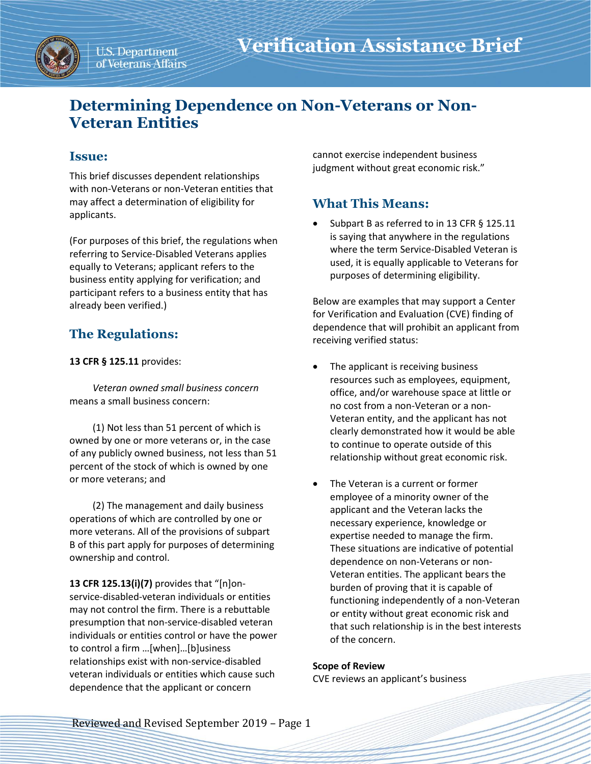U.S. Department of Veterans Affairs

# Verification Assistance Brief

## Determining Dependence on Non-Veterans or Non-Veteran Entities

### Issue:

This brief discusses dependent relationships with non-Veterans or non-Veteran entities that may affect a determination of eligibility for applicants.

(For purposes of this brief, the regulations when referring to Service-Disabled Veterans applies equally to Veterans; applicant refers to the business entity applying for verification; and participant refers to a business entity that has already been verified.)

### The Regulations:

**13 CFR § 125.11** provides:

*Veteran owned small business concern* means a small business concern:

(1) Not less than 51 percent of which is owned by one or more veterans or, in the case of any publicly owned business, not less than 51 percent of the stock of which is owned by one or more veterans; and

(2) The management and daily business operations of which are controlled by one or more veterans. All of the provisions of subpart B of this part apply for purposes of determining ownership and control.

**13 CFR 125.13(i)(7)** provides that "[n]on-service-disabled-veteran individuals or entities may not control the firm. There is a rebuttable presumption that non-service-disabled veteran individuals or entities control or have the power to control a firm …[when]…[b]usiness relationships exist with non-service-disabled veteran individuals or entities which cause such dependence that the applicant or concern cannot exercise independent business judgment without great economic risk."

### What This Means:

- Subpart B as referred to in 13 CFR § 125.11 is saying that anywhere in the regulations where the term Service-Disabled Veteran is used, it is equally applicable to Veterans for purposes of determining eligibility.

Below are examples that may support a Center for Verification and Evaluation (CVE) finding of dependence that will prohibit an applicant from receiving verified status:

- The applicant is receiving business resources such as employees, equipment, office, and/or warehouse space at little or no cost from a non-Veteran or a non-Veteran entity, and the applicant has not clearly demonstrated how it would be able to continue to operate outside of this relationship without great economic risk.

- The Veteran is a current or former employee of a minority owner of the applicant and the Veteran lacks the necessary experience, knowledge or expertise needed to manage the firm. These situations are indicative of potential dependence on non-Veterans or non-Veteran entities. The applicant bears the burden of proving that it is capable of functioning independently of a non-Veteran or entity without great economic risk and that such relationship is in the best interests of the concern.

**Scope of Review**

CVE reviews an applicant's business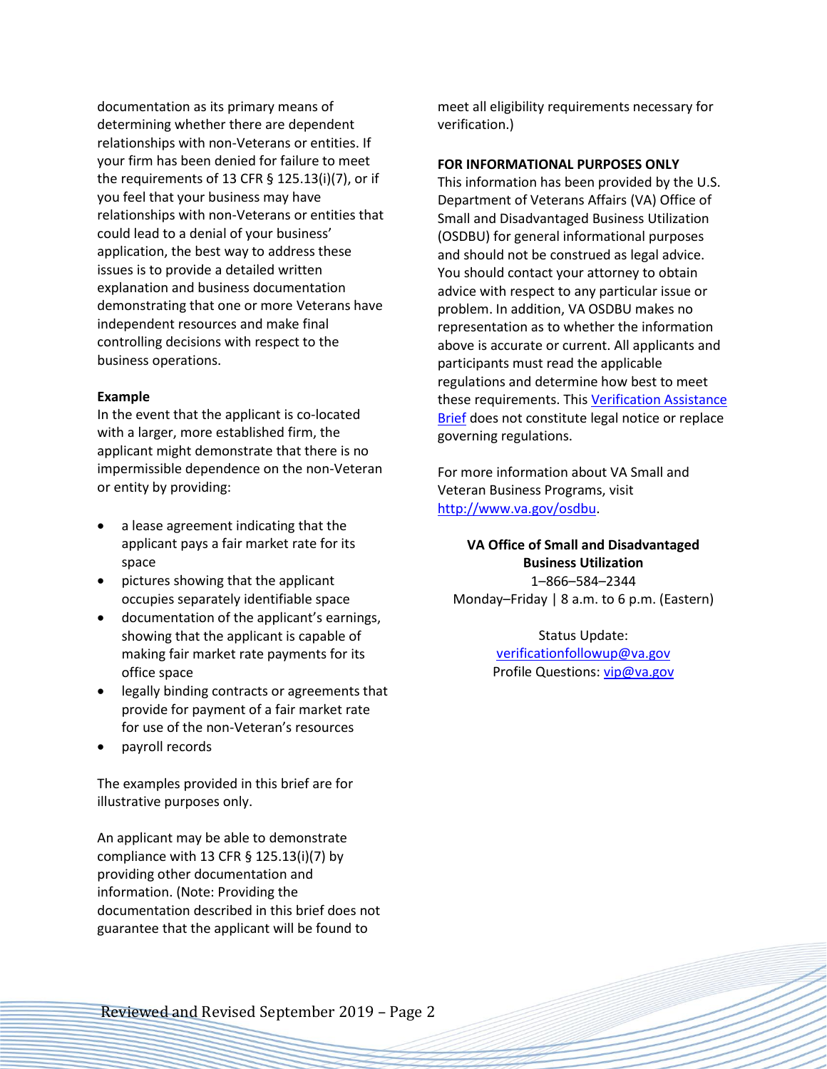documentation as its primary means of determining whether there are dependent relationships with non-Veterans or entities. If your firm has been denied for failure to meet the requirements of 13 CFR § 125.13(i)(7), or if you feel that your business may have relationships with non-Veterans or entities that could lead to a denial of your business' application, the best way to address these issues is to provide a detailed written explanation and business documentation demonstrating that one or more Veterans have independent resources and make final controlling decisions with respect to the business operations.

**Example**

In the event that the applicant is co-located with a larger, more established firm, the applicant might demonstrate that there is no impermissible dependence on the non-Veteran or entity by providing:

- a lease agreement indicating that the applicant pays a fair market rate for its space
- pictures showing that the applicant occupies separately identifiable space
- documentation of the applicant's earnings, showing that the applicant is capable of making fair market rate payments for its office space
- legally binding contracts or agreements that provide for payment of a fair market rate for use of the non-Veteran's resources
- payroll records

The examples provided in this brief are for illustrative purposes only.

An applicant may be able to demonstrate compliance with 13 CFR § 125.13(i)(7) by providing other documentation and information. (Note: Providing the documentation described in this brief does not guarantee that the applicant will be found to meet all eligibility requirements necessary for verification.)

**FOR INFORMATIONAL PURPOSES ONLY**

This information has been provided by the U.S. Department of Veterans Affairs (VA) Office of Small and Disadvantaged Business Utilization (OSDBU) for general informational purposes and should not be construed as legal advice. You should contact your attorney to obtain advice with respect to any particular issue or problem. In addition, VA OSDBU makes no representation as to whether the information above is accurate or current. All applicants and participants must read the applicable regulations and determine how best to meet these requirements. This Verification Assistance Brief does not constitute legal notice or replace governing regulations.

For more information about VA Small and Veteran Business Programs, visit http://www.va.gov/osdbu.

**VA Office of Small and Disadvantaged Business Utilization**

1–866–584–2344

Monday–Friday | 8 a.m. to 6 p.m. (Eastern)

Status Update: verificationfollowup@va.gov

Profile Questions: vip@va.gov

Reviewed and Revised September 2019